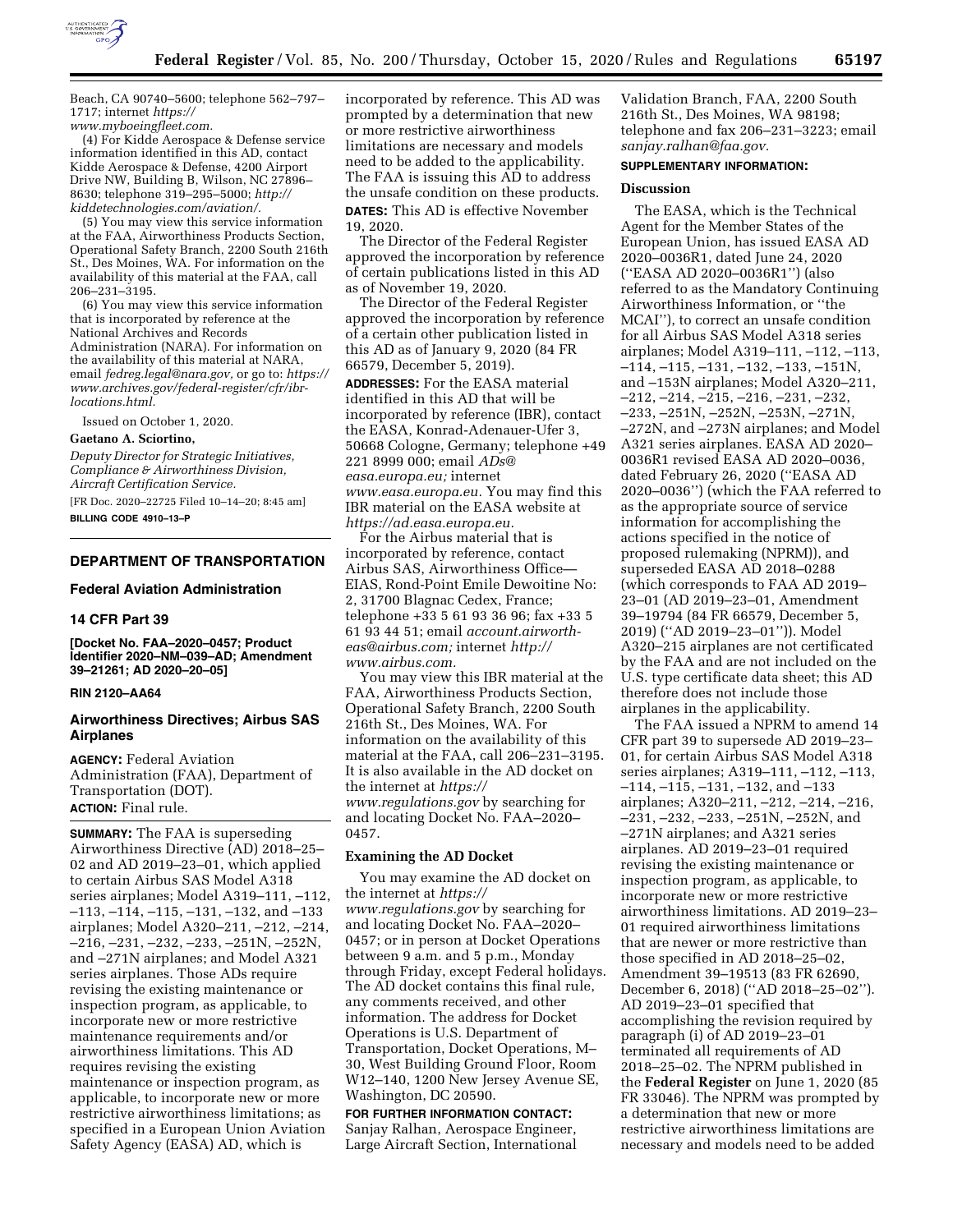Beach, CA 90740–5600; telephone 562–797–1717; internet *https://www.myboeingfleet.com.*

(4) For Kidde Aerospace & Defense service information identified in this AD, contact Kidde Aerospace & Defense, 4200 Airport Drive NW, Building B, Wilson, NC 27896–8630; telephone 319–295–5000; *http://kiddetechnologies.com/aviation/.*

(5) You may view this service information at the FAA, Airworthiness Products Section, Operational Safety Branch, 2200 South 216th St., Des Moines, WA. For information on the availability of this material at the FAA, call 206–231–3195.

(6) You may view this service information that is incorporated by reference at the National Archives and Records Administration (NARA). For information on the availability of this material at NARA, email *fedreg.legal@nara.gov,* or go to: *https://www.archives.gov/federal-register/cfr/ibr-locations.html.*

Issued on October 1, 2020.

**Gaetano A. Sciortino,**

*Deputy Director for Strategic Initiatives, Compliance & Airworthiness Division, Aircraft Certification Service.*

[FR Doc. 2020–22725 Filed 10–14–20; 8:45 am]

**BILLING CODE 4910–13–P**

---

## DEPARTMENT OF TRANSPORTATION

### Federal Aviation Administration

### 14 CFR Part 39

**[Docket No. FAA–2020–0457; Product Identifier 2020–NM–039–AD; Amendment 39–21261; AD 2020–20–05]**

**RIN 2120–AA64**

## Airworthiness Directives; Airbus SAS Airplanes

**AGENCY:** Federal Aviation Administration (FAA), Department of Transportation (DOT).

**ACTION:** Final rule.

**SUMMARY:** The FAA is superseding Airworthiness Directive (AD) 2018–25–02 and AD 2019–23–01, which applied to certain Airbus SAS Model A318 series airplanes; Model A319–111, –112, –113, –114, –115, –131, –132, and –133 airplanes; Model A320–211, –212, –214, –216, –231, –232, –233, –251N, –252N, and –271N airplanes; and Model A321 series airplanes. Those ADs require revising the existing maintenance or inspection program, as applicable, to incorporate new or more restrictive maintenance requirements and/or airworthiness limitations. This AD requires revising the existing maintenance or inspection program, as applicable, to incorporate new or more restrictive airworthiness limitations; as specified in a European Union Aviation Safety Agency (EASA) AD, which is incorporated by reference. This AD was prompted by a determination that new or more restrictive airworthiness limitations are necessary and models need to be added to the applicability. The FAA is issuing this AD to address the unsafe condition on these products.

**DATES:** This AD is effective November 19, 2020.

The Director of the Federal Register approved the incorporation by reference of certain publications listed in this AD as of November 19, 2020.

The Director of the Federal Register approved the incorporation by reference of a certain other publication listed in this AD as of January 9, 2020 (84 FR 66579, December 5, 2019).

**ADDRESSES:** For the EASA material identified in this AD that will be incorporated by reference (IBR), contact the EASA, Konrad-Adenauer-Ufer 3, 50668 Cologne, Germany; telephone +49 221 8999 000; email *ADs@easa.europa.eu;* internet *www.easa.europa.eu.* You may find this IBR material on the EASA website at *https://ad.easa.europa.eu.*

For the Airbus material that is incorporated by reference, contact Airbus SAS, Airworthiness Office—EIAS, Rond-Point Emile Dewoitine No: 2, 31700 Blagnac Cedex, France; telephone +33 5 61 93 36 96; fax +33 5 61 93 44 51; email *account.airworth-eas@airbus.com;* internet *http://www.airbus.com.*

You may view this IBR material at the FAA, Airworthiness Products Section, Operational Safety Branch, 2200 South 216th St., Des Moines, WA. For information on the availability of this material at the FAA, call 206–231–3195. It is also available in the AD docket on the internet at *https://www.regulations.gov* by searching for and locating Docket No. FAA–2020–0457.

### Examining the AD Docket

You may examine the AD docket on the internet at *https://www.regulations.gov* by searching for and locating Docket No. FAA–2020–0457; or in person at Docket Operations between 9 a.m. and 5 p.m., Monday through Friday, except Federal holidays. The AD docket contains this final rule, any comments received, and other information. The address for Docket Operations is U.S. Department of Transportation, Docket Operations, M–30, West Building Ground Floor, Room W12–140, 1200 New Jersey Avenue SE, Washington, DC 20590.

**FOR FURTHER INFORMATION CONTACT:** Sanjay Ralhan, Aerospace Engineer, Large Aircraft Section, International Validation Branch, FAA, 2200 South 216th St., Des Moines, WA 98198; telephone and fax 206–231–3223; email *sanjay.ralhan@faa.gov.*

**SUPPLEMENTARY INFORMATION:**

### Discussion

The EASA, which is the Technical Agent for the Member States of the European Union, has issued EASA AD 2020–0036R1, dated June 24, 2020 (''EASA AD 2020–0036R1'') (also referred to as the Mandatory Continuing Airworthiness Information, or ''the MCAI''), to correct an unsafe condition for all Airbus SAS Model A318 series airplanes; Model A319–111, –112, –113, –114, –115, –131, –132, –133, –151N, and –153N airplanes; Model A320–211, –212, –214, –215, –216, –231, –232, –233, –251N, –252N, –253N, –271N, –272N, and –273N airplanes; and Model A321 series airplanes. EASA AD 2020–0036R1 revised EASA AD 2020–0036, dated February 26, 2020 (''EASA AD 2020–0036'') (which the FAA referred to as the appropriate source of service information for accomplishing the actions specified in the notice of proposed rulemaking (NPRM)), and superseded EASA AD 2018–0288 (which corresponds to FAA AD 2019–23–01 (AD 2019–23–01, Amendment 39–19794 (84 FR 66579, December 5, 2019) (''AD 2019–23–01'')). Model A320–215 airplanes are not certificated by the FAA and are not included on the U.S. type certificate data sheet; this AD therefore does not include those airplanes in the applicability.

The FAA issued a NPRM to amend 14 CFR part 39 to supersede AD 2019–23–01, for certain Airbus SAS Model A318 series airplanes; A319–111, –112, –113, –114, –115, –131, –132, and –133 airplanes; A320–211, –212, –214, –216, –231, –232, –233, –251N, –252N, and –271N airplanes; and A321 series airplanes. AD 2019–23–01 required revising the existing maintenance or inspection program, as applicable, to incorporate new or more restrictive airworthiness limitations. AD 2019–23–01 required airworthiness limitations that are newer or more restrictive than those specified in AD 2018–25–02, Amendment 39–19513 (83 FR 62690, December 6, 2018) (''AD 2018–25–02''). AD 2019–23–01 specified that accomplishing the revision required by paragraph (i) of AD 2019–23–01 terminated all requirements of AD 2018–25–02. The NPRM published in the **Federal Register** on June 1, 2020 (85 FR 33046). The NPRM was prompted by a determination that new or more restrictive airworthiness limitations are necessary and models need to be added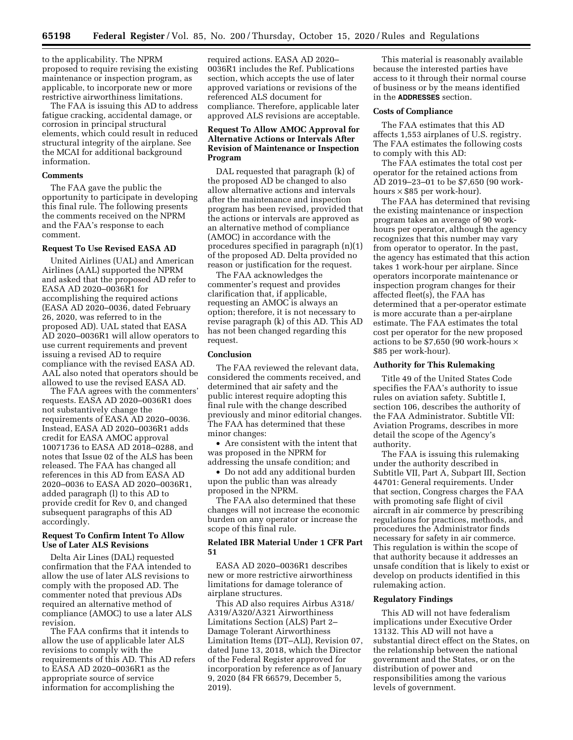to the applicability. The NPRM proposed to require revising the existing maintenance or inspection program, as applicable, to incorporate new or more restrictive airworthiness limitations.

The FAA is issuing this AD to address fatigue cracking, accidental damage, or corrosion in principal structural elements, which could result in reduced structural integrity of the airplane. See the MCAI for additional background information.

### Comments

The FAA gave the public the opportunity to participate in developing this final rule. The following presents the comments received on the NPRM and the FAA's response to each comment.

### Request To Use Revised EASA AD

United Airlines (UAL) and American Airlines (AAL) supported the NPRM and asked that the proposed AD refer to EASA AD 2020–0036R1 for accomplishing the required actions (EASA AD 2020–0036, dated February 26, 2020, was referred to in the proposed AD). UAL stated that EASA AD 2020–0036R1 will allow operators to use current requirements and prevent issuing a revised AD to require compliance with the revised EASA AD. AAL also noted that operators should be allowed to use the revised EASA AD.

The FAA agrees with the commenters' requests. EASA AD 2020–0036R1 does not substantively change the requirements of EASA AD 2020–0036. Instead, EASA AD 2020–0036R1 adds credit for EASA AMOC approval 10071736 to EASA AD 2018–0288, and notes that Issue 02 of the ALS has been released. The FAA has changed all references in this AD from EASA AD 2020–0036 to EASA AD 2020–0036R1, added paragraph (l) to this AD to provide credit for Rev 0, and changed subsequent paragraphs of this AD accordingly.

### Request To Confirm Intent To Allow Use of Later ALS Revisions

Delta Air Lines (DAL) requested confirmation that the FAA intended to allow the use of later ALS revisions to comply with the proposed AD. The commenter noted that previous ADs required an alternative method of compliance (AMOC) to use a later ALS revision.

The FAA confirms that it intends to allow the use of applicable later ALS revisions to comply with the requirements of this AD. This AD refers to EASA AD 2020–0036R1 as the appropriate source of service information for accomplishing the required actions. EASA AD 2020–0036R1 includes the Ref. Publications section, which accepts the use of later approved variations or revisions of the referenced ALS document for compliance. Therefore, applicable later approved ALS revisions are acceptable.

### Request To Allow AMOC Approval for Alternative Actions or Intervals After Revision of Maintenance or Inspection Program

DAL requested that paragraph (k) of the proposed AD be changed to also allow alternative actions and intervals after the maintenance and inspection program has been revised, provided that the actions or intervals are approved as an alternative method of compliance (AMOC) in accordance with the procedures specified in paragraph (n)(1) of the proposed AD. Delta provided no reason or justification for the request.

The FAA acknowledges the commenter's request and provides clarification that, if applicable, requesting an AMOC is always an option; therefore, it is not necessary to revise paragraph (k) of this AD. This AD has not been changed regarding this request.

### Conclusion

The FAA reviewed the relevant data, considered the comments received, and determined that air safety and the public interest require adopting this final rule with the change described previously and minor editorial changes. The FAA has determined that these minor changes:

- Are consistent with the intent that was proposed in the NPRM for addressing the unsafe condition; and
- Do not add any additional burden upon the public than was already proposed in the NPRM.

The FAA also determined that these changes will not increase the economic burden on any operator or increase the scope of this final rule.

### Related IBR Material Under 1 CFR Part 51

EASA AD 2020–0036R1 describes new or more restrictive airworthiness limitations for damage tolerance of airplane structures.

This AD also requires Airbus A318/A319/A320/A321 Airworthiness Limitations Section (ALS) Part 2–Damage Tolerant Airworthiness Limitation Items (DT–ALI), Revision 07, dated June 13, 2018, which the Director of the Federal Register approved for incorporation by reference as of January 9, 2020 (84 FR 66579, December 5, 2019).

This material is reasonably available because the interested parties have access to it through their normal course of business or by the means identified in the **ADDRESSES** section.

### Costs of Compliance

The FAA estimates that this AD affects 1,553 airplanes of U.S. registry. The FAA estimates the following costs to comply with this AD:

The FAA estimates the total cost per operator for the retained actions from AD 2019–23–01 to be $7,650 (90 work-hours × $85 per work-hour).

The FAA has determined that revising the existing maintenance or inspection program takes an average of 90 work-hours per operator, although the agency recognizes that this number may vary from operator to operator. In the past, the agency has estimated that this action takes 1 work-hour per airplane. Since operators incorporate maintenance or inspection program changes for their affected fleet(s), the FAA has determined that a per-operator estimate is more accurate than a per-airplane estimate. The FAA estimates the total cost per operator for the new proposed actions to be $7,650 (90 work-hours × $85 per work-hour).

### Authority for This Rulemaking

Title 49 of the United States Code specifies the FAA's authority to issue rules on aviation safety. Subtitle I, section 106, describes the authority of the FAA Administrator. Subtitle VII: Aviation Programs, describes in more detail the scope of the Agency's authority.

The FAA is issuing this rulemaking under the authority described in Subtitle VII, Part A, Subpart III, Section 44701: General requirements. Under that section, Congress charges the FAA with promoting safe flight of civil aircraft in air commerce by prescribing regulations for practices, methods, and procedures the Administrator finds necessary for safety in air commerce. This regulation is within the scope of that authority because it addresses an unsafe condition that is likely to exist or develop on products identified in this rulemaking action.

### Regulatory Findings

This AD will not have federalism implications under Executive Order 13132. This AD will not have a substantial direct effect on the States, on the relationship between the national government and the States, or on the distribution of power and responsibilities among the various levels of government.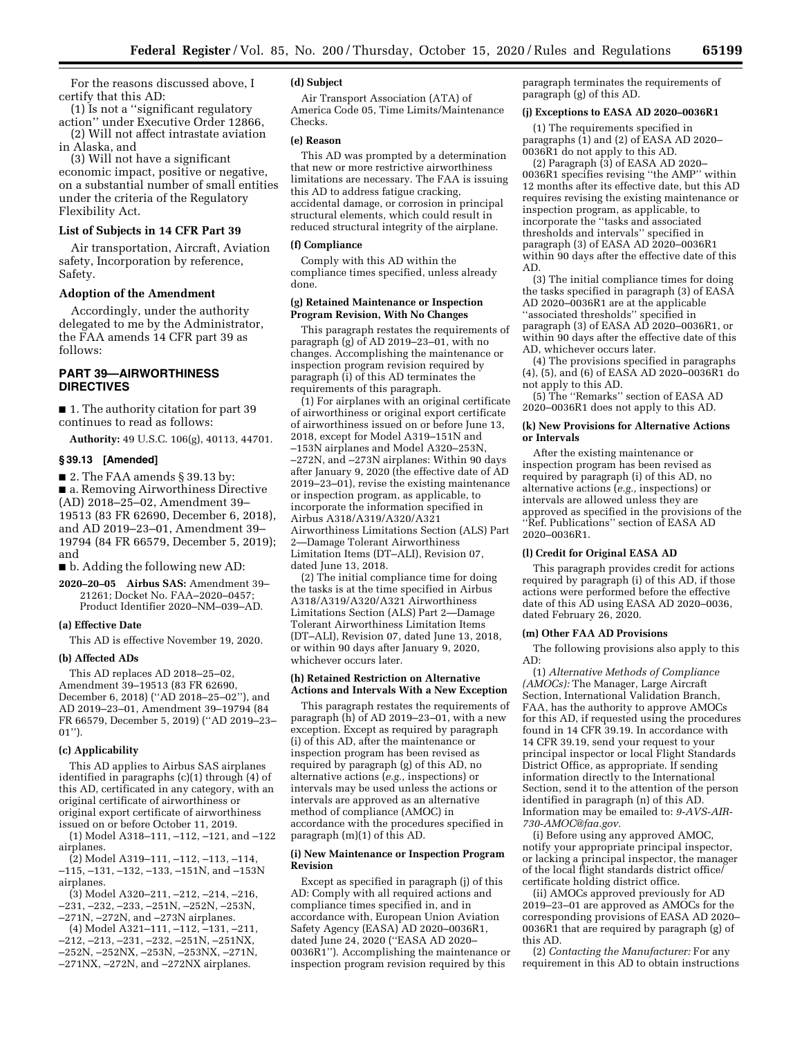For the reasons discussed above, I certify that this AD:

(1) Is not a ''significant regulatory action'' under Executive Order 12866,

(2) Will not affect intrastate aviation in Alaska, and

(3) Will not have a significant economic impact, positive or negative, on a substantial number of small entities under the criteria of the Regulatory Flexibility Act.

### List of Subjects in 14 CFR Part 39

Air transportation, Aircraft, Aviation safety, Incorporation by reference, Safety.

### Adoption of the Amendment

Accordingly, under the authority delegated to me by the Administrator, the FAA amends 14 CFR part 39 as follows:

## PART 39—AIRWORTHINESS DIRECTIVES

■ 1. The authority citation for part 39 continues to read as follows:

**Authority:** 49 U.S.C. 106(g), 40113, 44701.

### § 39.13 [Amended]

■ 2. The FAA amends § 39.13 by:

■ a. Removing Airworthiness Directive (AD) 2018–25–02, Amendment 39–19513 (83 FR 62690, December 6, 2018), and AD 2019–23–01, Amendment 39–19794 (84 FR 66579, December 5, 2019); and

■ b. Adding the following new AD:

**2020–20–05 Airbus SAS:** Amendment 39–21261; Docket No. FAA–2020–0457; Product Identifier 2020–NM–039–AD.

**(a) Effective Date**

This AD is effective November 19, 2020.

**(b) Affected ADs**

This AD replaces AD 2018–25–02, Amendment 39–19513 (83 FR 62690, December 6, 2018) (''AD 2018–25–02''), and AD 2019–23–01, Amendment 39–19794 (84 FR 66579, December 5, 2019) (''AD 2019–23–01'').

**(c) Applicability**

This AD applies to Airbus SAS airplanes identified in paragraphs (c)(1) through (4) of this AD, certificated in any category, with an original certificate of airworthiness or original export certificate of airworthiness issued on or before October 11, 2019.

(1) Model A318–111, –112, –121, and –122 airplanes.

(2) Model A319–111, –112, –113, –114, –115, –131, –132, –133, –151N, and –153N airplanes.

(3) Model A320–211, –212, –214, –216, –231, –232, –233, –251N, –252N, –253N, –271N, –272N, and –273N airplanes.

(4) Model A321–111, –112, –131, –211, –212, –213, –231, –232, –251N, –251NX, –252N, –252NX, –253N, –253NX, –271N, –271NX, –272N, and –272NX airplanes.

**(d) Subject**

Air Transport Association (ATA) of America Code 05, Time Limits/Maintenance Checks.

**(e) Reason**

This AD was prompted by a determination that new or more restrictive airworthiness limitations are necessary. The FAA is issuing this AD to address fatigue cracking, accidental damage, or corrosion in principal structural elements, which could result in reduced structural integrity of the airplane.

**(f) Compliance**

Comply with this AD within the compliance times specified, unless already done.

**(g) Retained Maintenance or Inspection Program Revision, With No Changes**

This paragraph restates the requirements of paragraph (g) of AD 2019–23–01, with no changes. Accomplishing the maintenance or inspection program revision required by paragraph (i) of this AD terminates the requirements of this paragraph.

(1) For airplanes with an original certificate of airworthiness or original export certificate of airworthiness issued on or before June 13, 2018, except for Model A319–151N and –153N airplanes and Model A320–253N, –272N, and –273N airplanes: Within 90 days after January 9, 2020 (the effective date of AD 2019–23–01), revise the existing maintenance or inspection program, as applicable, to incorporate the information specified in Airbus A318/A319/A320/A321 Airworthiness Limitations Section (ALS) Part 2—Damage Tolerant Airworthiness Limitation Items (DT–ALI), Revision 07, dated June 13, 2018.

(2) The initial compliance time for doing the tasks is at the time specified in Airbus A318/A319/A320/A321 Airworthiness Limitations Section (ALS) Part 2—Damage Tolerant Airworthiness Limitation Items (DT–ALI), Revision 07, dated June 13, 2018, or within 90 days after January 9, 2020, whichever occurs later.

**(h) Retained Restriction on Alternative Actions and Intervals With a New Exception**

This paragraph restates the requirements of paragraph (h) of AD 2019–23–01, with a new exception. Except as required by paragraph (i) of this AD, after the maintenance or inspection program has been revised as required by paragraph (g) of this AD, no alternative actions (*e.g.,* inspections) or intervals may be used unless the actions or intervals are approved as an alternative method of compliance (AMOC) in accordance with the procedures specified in paragraph (m)(1) of this AD.

**(i) New Maintenance or Inspection Program Revision**

Except as specified in paragraph (j) of this AD: Comply with all required actions and compliance times specified in, and in accordance with, European Union Aviation Safety Agency (EASA) AD 2020–0036R1, dated June 24, 2020 (''EASA AD 2020–0036R1''). Accomplishing the maintenance or inspection program revision required by this paragraph terminates the requirements of paragraph (g) of this AD.

**(j) Exceptions to EASA AD 2020–0036R1**

(1) The requirements specified in paragraphs (1) and (2) of EASA AD 2020–0036R1 do not apply to this AD.

(2) Paragraph (3) of EASA AD 2020–0036R1 specifies revising ''the AMP'' within 12 months after its effective date, but this AD requires revising the existing maintenance or inspection program, as applicable, to incorporate the ''tasks and associated thresholds and intervals'' specified in paragraph (3) of EASA AD 2020–0036R1 within 90 days after the effective date of this AD.

(3) The initial compliance times for doing the tasks specified in paragraph (3) of EASA AD 2020–0036R1 are at the applicable ''associated thresholds'' specified in paragraph (3) of EASA AD 2020–0036R1, or within 90 days after the effective date of this AD, whichever occurs later.

(4) The provisions specified in paragraphs (4), (5), and (6) of EASA AD 2020–0036R1 do not apply to this AD.

(5) The ''Remarks'' section of EASA AD 2020–0036R1 does not apply to this AD.

**(k) New Provisions for Alternative Actions or Intervals**

After the existing maintenance or inspection program has been revised as required by paragraph (i) of this AD, no alternative actions (*e.g.,* inspections) or intervals are allowed unless they are approved as specified in the provisions of the ''Ref. Publications'' section of EASA AD 2020–0036R1.

**(l) Credit for Original EASA AD**

This paragraph provides credit for actions required by paragraph (i) of this AD, if those actions were performed before the effective date of this AD using EASA AD 2020–0036, dated February 26, 2020.

**(m) Other FAA AD Provisions**

The following provisions also apply to this AD:

(1) *Alternative Methods of Compliance (AMOCs):* The Manager, Large Aircraft Section, International Validation Branch, FAA, has the authority to approve AMOCs for this AD, if requested using the procedures found in 14 CFR 39.19. In accordance with 14 CFR 39.19, send your request to your principal inspector or local Flight Standards District Office, as appropriate. If sending information directly to the International Section, send it to the attention of the person identified in paragraph (n) of this AD. Information may be emailed to: *9-AVS-AIR-730-AMOC@faa.gov.*

(i) Before using any approved AMOC, notify your appropriate principal inspector, or lacking a principal inspector, the manager of the local flight standards district office/certificate holding district office.

(ii) AMOCs approved previously for AD 2019–23–01 are approved as AMOCs for the corresponding provisions of EASA AD 2020–0036R1 that are required by paragraph (g) of this AD.

(2) *Contacting the Manufacturer:* For any requirement in this AD to obtain instructions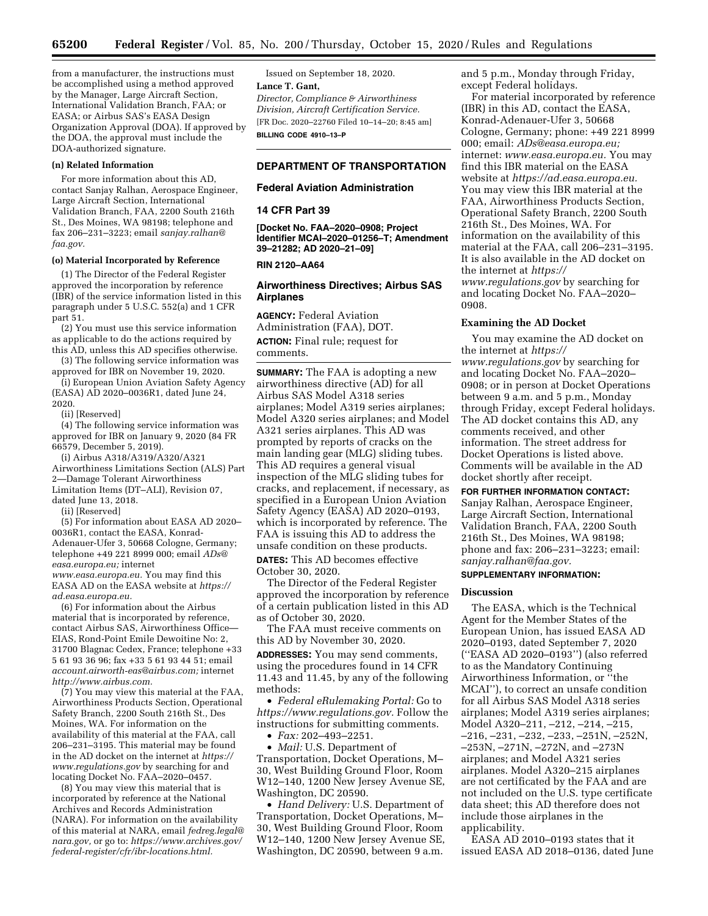from a manufacturer, the instructions must be accomplished using a method approved by the Manager, Large Aircraft Section, International Validation Branch, FAA; or EASA; or Airbus SAS's EASA Design Organization Approval (DOA). If approved by the DOA, the approval must include the DOA-authorized signature.

**(n) Related Information**

For more information about this AD, contact Sanjay Ralhan, Aerospace Engineer, Large Aircraft Section, International Validation Branch, FAA, 2200 South 216th St., Des Moines, WA 98198; telephone and fax 206–231–3223; email *sanjay.ralhan@faa.gov.*

**(o) Material Incorporated by Reference**

(1) The Director of the Federal Register approved the incorporation by reference (IBR) of the service information listed in this paragraph under 5 U.S.C. 552(a) and 1 CFR part 51.

(2) You must use this service information as applicable to do the actions required by this AD, unless this AD specifies otherwise.

(3) The following service information was approved for IBR on November 19, 2020.

(i) European Union Aviation Safety Agency (EASA) AD 2020–0036R1, dated June 24, 2020.

(ii) [Reserved]

(4) The following service information was approved for IBR on January 9, 2020 (84 FR 66579, December 5, 2019).

(i) Airbus A318/A319/A320/A321 Airworthiness Limitations Section (ALS) Part 2—Damage Tolerant Airworthiness Limitation Items (DT–ALI), Revision 07, dated June 13, 2018.

(ii) [Reserved]

(5) For information about EASA AD 2020–0036R1, contact the EASA, Konrad-Adenauer-Ufer 3, 50668 Cologne, Germany; telephone +49 221 8999 000; email *ADs@easa.europa.eu;* internet *www.easa.europa.eu.* You may find this EASA AD on the EASA website at *https://ad.easa.europa.eu.*

(6) For information about the Airbus material that is incorporated by reference, contact Airbus SAS, Airworthiness Office—EIAS, Rond-Point Emile Dewoitine No: 2, 31700 Blagnac Cedex, France; telephone +33 5 61 93 36 96; fax +33 5 61 93 44 51; email *account.airworth-eas@airbus.com;* internet *http://www.airbus.com.*

(7) You may view this material at the FAA, Airworthiness Products Section, Operational Safety Branch, 2200 South 216th St., Des Moines, WA. For information on the availability of this material at the FAA, call 206–231–3195. This material may be found in the AD docket on the internet at *https://www.regulations.gov* by searching for and locating Docket No. FAA–2020–0457.

(8) You may view this material that is incorporated by reference at the National Archives and Records Administration (NARA). For information on the availability of this material at NARA, email *fedreg.legal@nara.gov,* or go to: *https://www.archives.gov/federal-register/cfr/ibr-locations.html.*

Issued on September 18, 2020.

**Lance T. Gant,**

*Director, Compliance & Airworthiness Division, Aircraft Certification Service.*

[FR Doc. 2020–22760 Filed 10–14–20; 8:45 am]

**BILLING CODE 4910–13–P**

---

## DEPARTMENT OF TRANSPORTATION

### Federal Aviation Administration

### 14 CFR Part 39

**[Docket No. FAA–2020–0908; Project Identifier MCAI–2020–01256–T; Amendment 39–21282; AD 2020–21–09]**

**RIN 2120–AA64**

### Airworthiness Directives; Airbus SAS Airplanes

**AGENCY:** Federal Aviation Administration (FAA), DOT.

**ACTION:** Final rule; request for comments.

---

**SUMMARY:** The FAA is adopting a new airworthiness directive (AD) for all Airbus SAS Model A318 series airplanes; Model A319 series airplanes; Model A320 series airplanes; and Model A321 series airplanes. This AD was prompted by reports of cracks on the main landing gear (MLG) sliding tubes. This AD requires a general visual inspection of the MLG sliding tubes for cracks, and replacement, if necessary, as specified in a European Union Aviation Safety Agency (EASA) AD 2020–0193, which is incorporated by reference. The FAA is issuing this AD to address the unsafe condition on these products.

**DATES:** This AD becomes effective October 30, 2020.

The Director of the Federal Register approved the incorporation by reference of a certain publication listed in this AD as of October 30, 2020.

The FAA must receive comments on this AD by November 30, 2020.

**ADDRESSES:** You may send comments, using the procedures found in 14 CFR 11.43 and 11.45, by any of the following methods:

- *Federal eRulemaking Portal:* Go to *https://www.regulations.gov.* Follow the instructions for submitting comments.
- *Fax:* 202–493–2251.
- *Mail:* U.S. Department of Transportation, Docket Operations, M–30, West Building Ground Floor, Room W12–140, 1200 New Jersey Avenue SE, Washington, DC 20590.
- *Hand Delivery:* U.S. Department of Transportation, Docket Operations, M–30, West Building Ground Floor, Room W12–140, 1200 New Jersey Avenue SE, Washington, DC 20590, between 9 a.m. and 5 p.m., Monday through Friday, except Federal holidays.

For material incorporated by reference (IBR) in this AD, contact the EASA, Konrad-Adenauer-Ufer 3, 50668 Cologne, Germany; phone: +49 221 8999 000; email: *ADs@easa.europa.eu;* internet: *www.easa.europa.eu.* You may find this IBR material on the EASA website at *https://ad.easa.europa.eu.* You may view this IBR material at the FAA, Airworthiness Products Section, Operational Safety Branch, 2200 South 216th St., Des Moines, WA. For information on the availability of this material at the FAA, call 206–231–3195. It is also available in the AD docket on the internet at *https://www.regulations.gov* by searching for and locating Docket No. FAA–2020–0908.

**Examining the AD Docket**

You may examine the AD docket on the internet at *https://www.regulations.gov* by searching for and locating Docket No. FAA–2020–0908; or in person at Docket Operations between 9 a.m. and 5 p.m., Monday through Friday, except Federal holidays. The AD docket contains this AD, any comments received, and other information. The street address for Docket Operations is listed above. Comments will be available in the AD docket shortly after receipt.

**FOR FURTHER INFORMATION CONTACT:** Sanjay Ralhan, Aerospace Engineer, Large Aircraft Section, International Validation Branch, FAA, 2200 South 216th St., Des Moines, WA 98198; phone and fax: 206–231–3223; email: *sanjay.ralhan@faa.gov.*

**SUPPLEMENTARY INFORMATION:**

**Discussion**

The EASA, which is the Technical Agent for the Member States of the European Union, has issued EASA AD 2020–0193, dated September 7, 2020 (''EASA AD 2020–0193'') (also referred to as the Mandatory Continuing Airworthiness Information, or ''the MCAI''), to correct an unsafe condition for all Airbus SAS Model A318 series airplanes; Model A319 series airplanes; Model A320–211, –212, –214, –215, –216, –231, –232, –233, –251N, –252N, –253N, –271N, –272N, and –273N airplanes; and Model A321 series airplanes. Model A320–215 airplanes are not certificated by the FAA and are not included on the U.S. type certificate data sheet; this AD therefore does not include those airplanes in the applicability.

EASA AD 2010–0193 states that it issued EASA AD 2018–0136, dated June